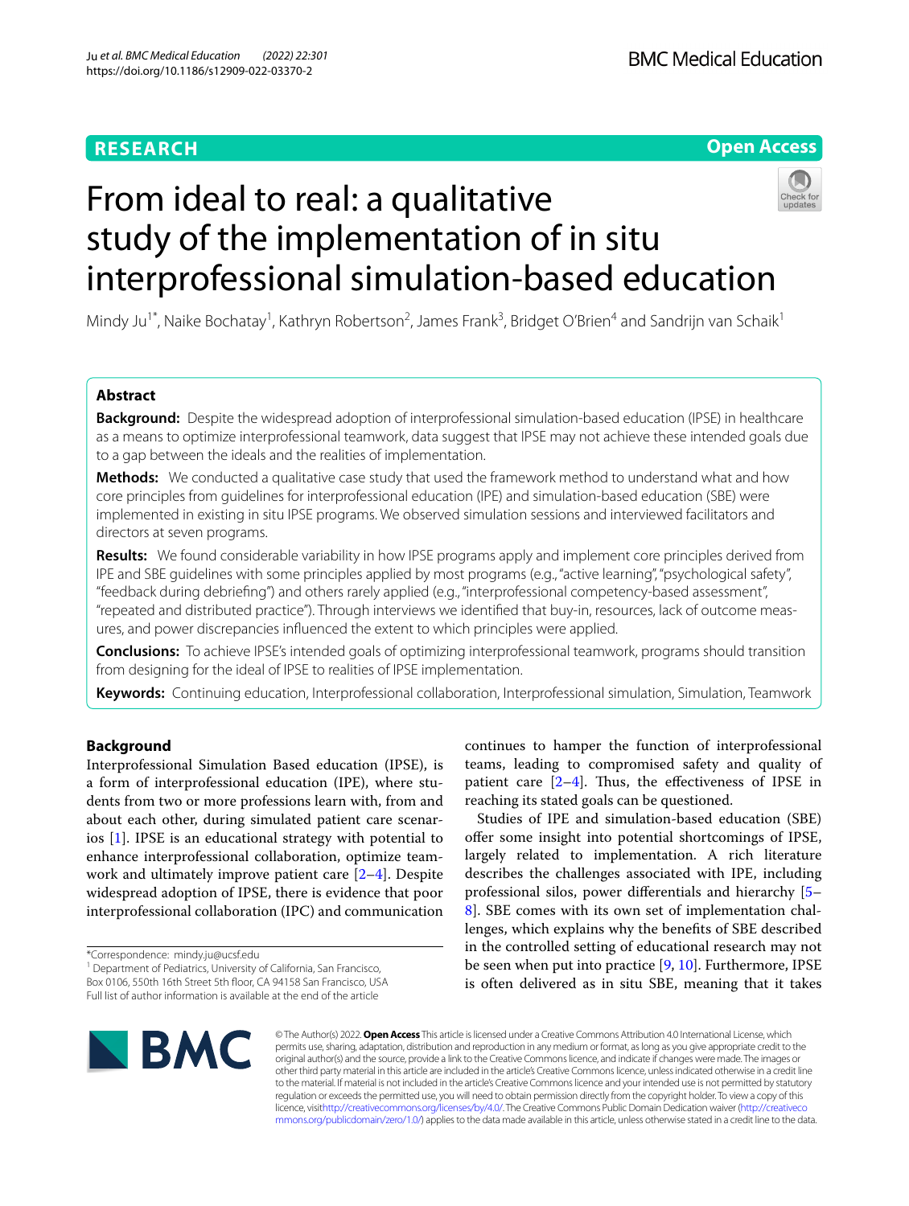RESEARCH

Open Access

# From ideal to real: a qualitative study of the implementation of in situ interprofessional simulation-based education

Mindy Ju[1*], Naike Bochatay[1], Kathryn Robertson[2], James Frank[3], Bridget O'Brien[4] and Sandrijn van Schaik[1]

## Abstract

**Background:** Despite the widespread adoption of interprofessional simulation-based education (IPSE) in healthcare as a means to optimize interprofessional teamwork, data suggest that IPSE may not achieve these intended goals due to a gap between the ideals and the realities of implementation.

**Methods:** We conducted a qualitative case study that used the framework method to understand what and how core principles from guidelines for interprofessional education (IPE) and simulation-based education (SBE) were implemented in existing in situ IPSE programs. We observed simulation sessions and interviewed facilitators and directors at seven programs.

**Results:** We found considerable variability in how IPSE programs apply and implement core principles derived from IPE and SBE guidelines with some principles applied by most programs (e.g., "active learning", "psychological safety", "feedback during debriefing") and others rarely applied (e.g., "interprofessional competency-based assessment", "repeated and distributed practice"). Through interviews we identified that buy-in, resources, lack of outcome measures, and power discrepancies influenced the extent to which principles were applied.

**Conclusions:** To achieve IPSE's intended goals of optimizing interprofessional teamwork, programs should transition from designing for the ideal of IPSE to realities of IPSE implementation.

**Keywords:** Continuing education, Interprofessional collaboration, Interprofessional simulation, Simulation, Teamwork

## Background

Interprofessional Simulation Based education (IPSE), is a form of interprofessional education (IPE), where students from two or more professions learn with, from and about each other, during simulated patient care scenarios [1]. IPSE is an educational strategy with potential to enhance interprofessional collaboration, optimize teamwork and ultimately improve patient care [2–4]. Despite widespread adoption of IPSE, there is evidence that poor interprofessional collaboration (IPC) and communication continues to hamper the function of interprofessional teams, leading to compromised safety and quality of patient care [2–4]. Thus, the effectiveness of IPSE in reaching its stated goals can be questioned.

Studies of IPE and simulation-based education (SBE) offer some insight into potential shortcomings of IPSE, largely related to implementation. A rich literature describes the challenges associated with IPE, including professional silos, power differentials and hierarchy [5–8]. SBE comes with its own set of implementation challenges, which explains why the benefits of SBE described in the controlled setting of educational research may not be seen when put into practice [9, 10]. Furthermore, IPSE is often delivered as in situ SBE, meaning that it takes

*Correspondence: mindy.ju@ucsf.edu

[1] Department of Pediatrics, University of California, San Francisco, Box 0106, 550th 16th Street 5th floor, CA 94158 San Francisco, USA

Full list of author information is available at the end of the article

© The Author(s) 2022. **Open Access** This article is licensed under a Creative Commons Attribution 4.0 International License, which permits use, sharing, adaptation, distribution and reproduction in any medium or format, as long as you give appropriate credit to the original author(s) and the source, provide a link to the Creative Commons licence, and indicate if changes were made. The images or other third party material in this article are included in the article's Creative Commons licence, unless indicated otherwise in a credit line to the material. If material is not included in the article's Creative Commons licence and your intended use is not permitted by statutory regulation or exceeds the permitted use, you will need to obtain permission directly from the copyright holder. To view a copy of this licence, visit http://creativecommons.org/licenses/by/4.0/. The Creative Commons Public Domain Dedication waiver (http://creativecommons.org/publicdomain/zero/1.0/) applies to the data made available in this article, unless otherwise stated in a credit line to the data.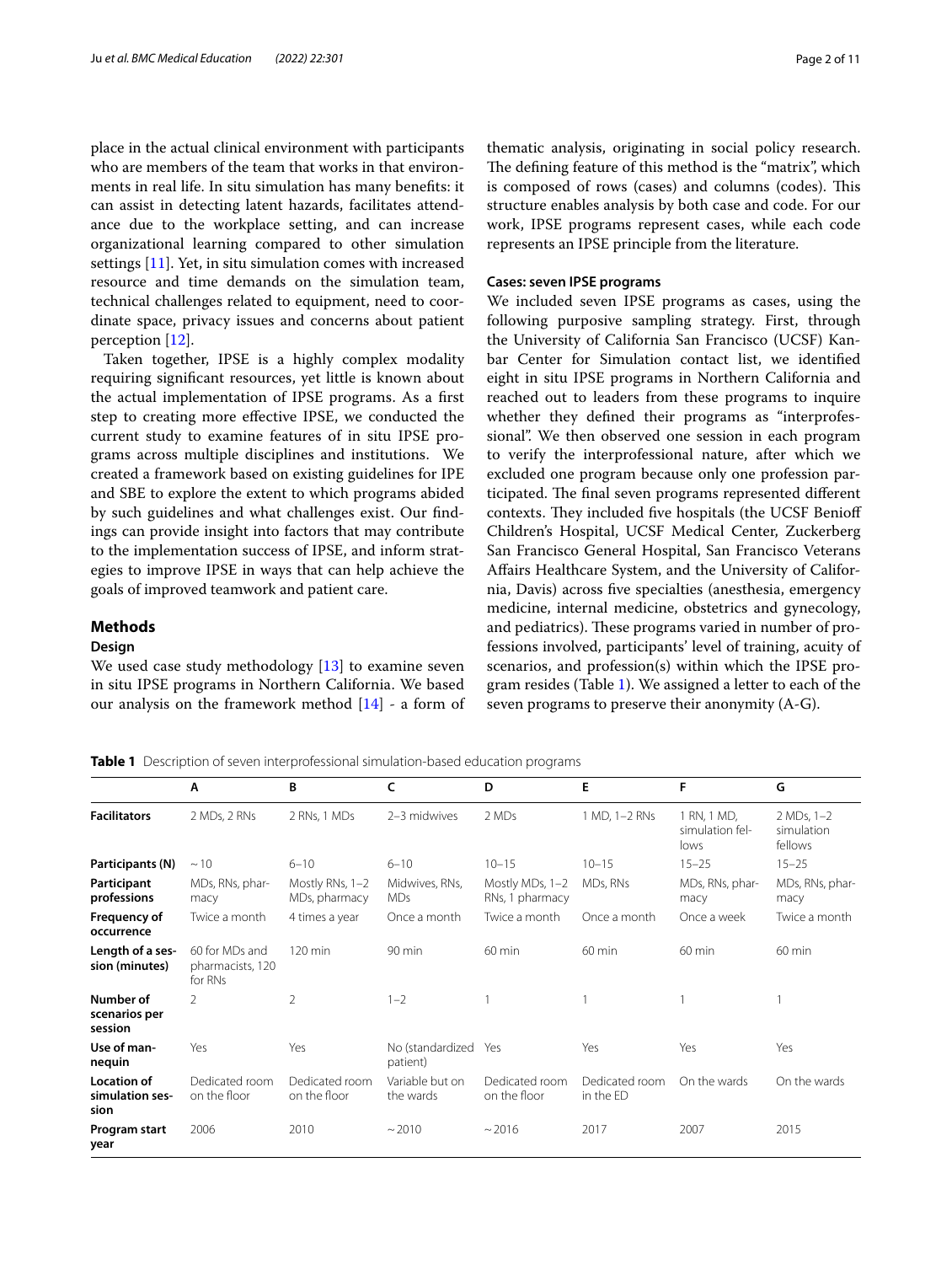place in the actual clinical environment with participants who are members of the team that works in that environments in real life. In situ simulation has many benefits: it can assist in detecting latent hazards, facilitates attendance due to the workplace setting, and can increase organizational learning compared to other simulation settings [11]. Yet, in situ simulation comes with increased resource and time demands on the simulation team, technical challenges related to equipment, need to coordinate space, privacy issues and concerns about patient perception [12].

Taken together, IPSE is a highly complex modality requiring significant resources, yet little is known about the actual implementation of IPSE programs. As a first step to creating more effective IPSE, we conducted the current study to examine features of in situ IPSE programs across multiple disciplines and institutions. We created a framework based on existing guidelines for IPE and SBE to explore the extent to which programs abided by such guidelines and what challenges exist. Our findings can provide insight into factors that may contribute to the implementation success of IPSE, and inform strategies to improve IPSE in ways that can help achieve the goals of improved teamwork and patient care.

## Methods

### Design

We used case study methodology [13] to examine seven in situ IPSE programs in Northern California. We based our analysis on the framework method [14] - a form of thematic analysis, originating in social policy research. The defining feature of this method is the "matrix", which is composed of rows (cases) and columns (codes). This structure enables analysis by both case and code. For our work, IPSE programs represent cases, while each code represents an IPSE principle from the literature.

### Cases: seven IPSE programs

We included seven IPSE programs as cases, using the following purposive sampling strategy. First, through the University of California San Francisco (UCSF) Kanbar Center for Simulation contact list, we identified eight in situ IPSE programs in Northern California and reached out to leaders from these programs to inquire whether they defined their programs as "interprofessional". We then observed one session in each program to verify the interprofessional nature, after which we excluded one program because only one profession participated. The final seven programs represented different contexts. They included five hospitals (the UCSF Benioff Children's Hospital, UCSF Medical Center, Zuckerberg San Francisco General Hospital, San Francisco Veterans Affairs Healthcare System, and the University of California, Davis) across five specialties (anesthesia, emergency medicine, internal medicine, obstetrics and gynecology, and pediatrics). These programs varied in number of professions involved, participants' level of training, acuity of scenarios, and profession(s) within which the IPSE program resides (Table 1). We assigned a letter to each of the seven programs to preserve their anonymity (A-G).

**Table 1** Description of seven interprofessional simulation-based education programs

| | A | B | C | D | E | F | G |
|---|---|---|---|---|---|---|---|
| **Facilitators** | 2 MDs, 2 RNs | 2 RNs, 1 MDs | 2–3 midwives | 2 MDs | 1 MD, 1–2 RNs | 1 RN, 1 MD, simulation fellows | 2 MDs, 1–2 simulation fellows |
| **Participants (N)** | ~10 | 6–10 | 6–10 | 10–15 | 10–15 | 15–25 | 15–25 |
| **Participant professions** | MDs, RNs, pharmacy | Mostly RNs, 1–2 MDs, pharmacy | Midwives, RNs, MDs | Mostly MDs, 1–2 RNs, 1 pharmacy | MDs, RNs | MDs, RNs, pharmacy | MDs, RNs, pharmacy |
| **Frequency of occurrence** | Twice a month | 4 times a year | Once a month | Twice a month | Once a month | Once a week | Twice a month |
| **Length of a session (minutes)** | 60 for MDs and pharmacists, 120 for RNs | 120 min | 90 min | 60 min | 60 min | 60 min | 60 min |
| **Number of scenarios per session** | 2 | 2 | 1–2 | 1 | 1 | 1 | 1 |
| **Use of mannequin** | Yes | Yes | No (standardized patient) | Yes | Yes | Yes | Yes |
| **Location of simulation session** | Dedicated room on the floor | Dedicated room on the floor | Variable but on the wards | Dedicated room on the floor | Dedicated room in the ED | On the wards | On the wards |
| **Program start year** | 2006 | 2010 | ~2010 | ~2016 | 2017 | 2007 | 2015 |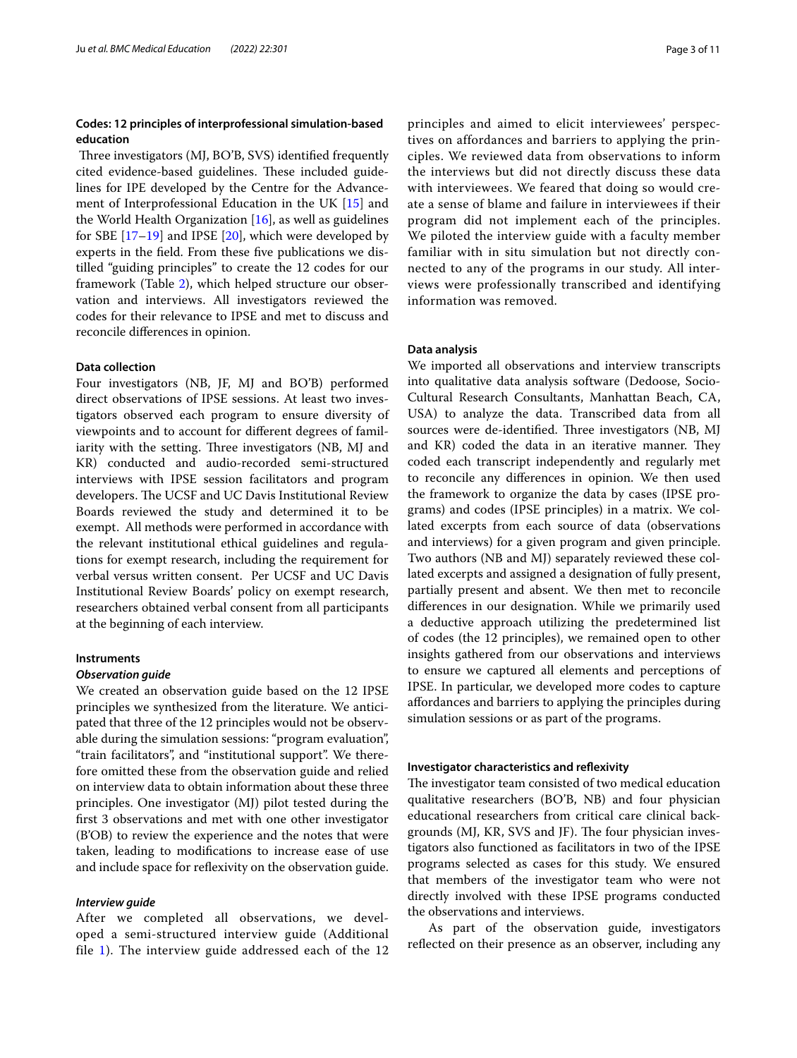### Codes: 12 principles of interprofessional simulation-based education

Three investigators (MJ, BO'B, SVS) identified frequently cited evidence-based guidelines. These included guidelines for IPE developed by the Centre for the Advancement of Interprofessional Education in the UK [15] and the World Health Organization [16], as well as guidelines for SBE [17–19] and IPSE [20], which were developed by experts in the field. From these five publications we distilled "guiding principles" to create the 12 codes for our framework (Table 2), which helped structure our observation and interviews. All investigators reviewed the codes for their relevance to IPSE and met to discuss and reconcile differences in opinion.

### Data collection

Four investigators (NB, JF, MJ and BO'B) performed direct observations of IPSE sessions. At least two investigators observed each program to ensure diversity of viewpoints and to account for different degrees of familiarity with the setting. Three investigators (NB, MJ and KR) conducted and audio-recorded semi-structured interviews with IPSE session facilitators and program developers. The UCSF and UC Davis Institutional Review Boards reviewed the study and determined it to be exempt. All methods were performed in accordance with the relevant institutional ethical guidelines and regulations for exempt research, including the requirement for verbal versus written consent. Per UCSF and UC Davis Institutional Review Boards' policy on exempt research, researchers obtained verbal consent from all participants at the beginning of each interview.

### Instruments

#### *Observation guide*

We created an observation guide based on the 12 IPSE principles we synthesized from the literature. We anticipated that three of the 12 principles would not be observable during the simulation sessions: "program evaluation", "train facilitators", and "institutional support". We therefore omitted these from the observation guide and relied on interview data to obtain information about these three principles. One investigator (MJ) pilot tested during the first 3 observations and met with one other investigator (B'OB) to review the experience and the notes that were taken, leading to modifications to increase ease of use and include space for reflexivity on the observation guide.

#### *Interview guide*

After we completed all observations, we developed a semi-structured interview guide (Additional file 1). The interview guide addressed each of the 12 principles and aimed to elicit interviewees' perspectives on affordances and barriers to applying the principles. We reviewed data from observations to inform the interviews but did not directly discuss these data with interviewees. We feared that doing so would create a sense of blame and failure in interviewees if their program did not implement each of the principles. We piloted the interview guide with a faculty member familiar with in situ simulation but not directly connected to any of the programs in our study. All interviews were professionally transcribed and identifying information was removed.

### Data analysis

We imported all observations and interview transcripts into qualitative data analysis software (Dedoose, Socio-Cultural Research Consultants, Manhattan Beach, CA, USA) to analyze the data. Transcribed data from all sources were de-identified. Three investigators (NB, MJ and KR) coded the data in an iterative manner. They coded each transcript independently and regularly met to reconcile any differences in opinion. We then used the framework to organize the data by cases (IPSE programs) and codes (IPSE principles) in a matrix. We collated excerpts from each source of data (observations and interviews) for a given program and given principle. Two authors (NB and MJ) separately reviewed these collated excerpts and assigned a designation of fully present, partially present and absent. We then met to reconcile differences in our designation. While we primarily used a deductive approach utilizing the predetermined list of codes (the 12 principles), we remained open to other insights gathered from our observations and interviews to ensure we captured all elements and perceptions of IPSE. In particular, we developed more codes to capture affordances and barriers to applying the principles during simulation sessions or as part of the programs.

### Investigator characteristics and reflexivity

The investigator team consisted of two medical education qualitative researchers (BO'B, NB) and four physician educational researchers from critical care clinical backgrounds (MJ, KR, SVS and JF). The four physician investigators also functioned as facilitators in two of the IPSE programs selected as cases for this study. We ensured that members of the investigator team who were not directly involved with these IPSE programs conducted the observations and interviews.

As part of the observation guide, investigators reflected on their presence as an observer, including any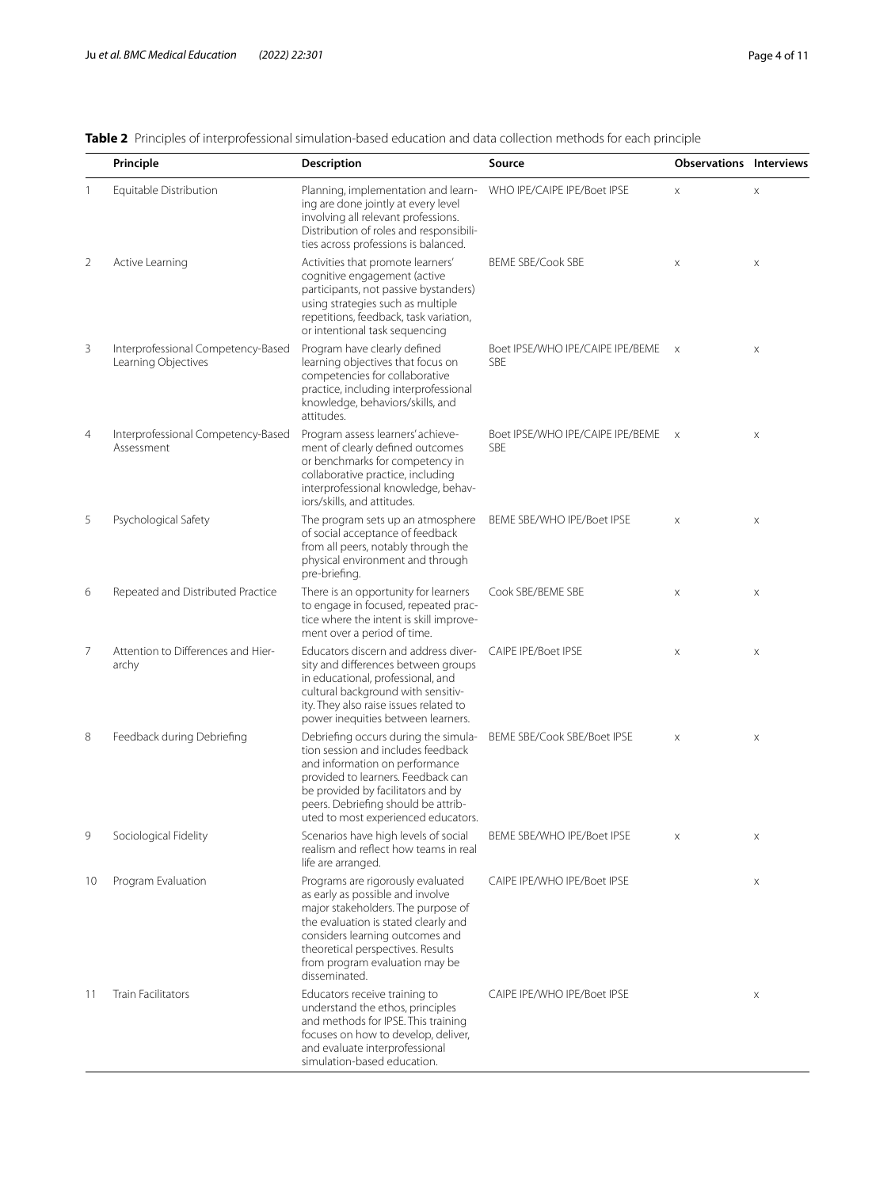**Table 2** Principles of interprofessional simulation-based education and data collection methods for each principle

| | Principle | Description | Source | Observations | Interviews |
|---|---|---|---|---|---|
| 1 | Equitable Distribution | Planning, implementation and learning are done jointly at every level involving all relevant professions. Distribution of roles and responsibilities across professions is balanced. | WHO IPE/CAIPE IPE/Boet IPSE | x | x |
| 2 | Active Learning | Activities that promote learners' cognitive engagement (active participants, not passive bystanders) using strategies such as multiple repetitions, feedback, task variation, or intentional task sequencing | BEME SBE/Cook SBE | x | x |
| 3 | Interprofessional Competency-Based Learning Objectives | Program have clearly defined learning objectives that focus on competencies for collaborative practice, including interprofessional knowledge, behaviors/skills, and attitudes. | Boet IPSE/WHO IPE/CAIPE IPE/BEME SBE | x | x |
| 4 | Interprofessional Competency-Based Assessment | Program assess learners' achievement of clearly defined outcomes or benchmarks for competency in collaborative practice, including interprofessional knowledge, behaviors/skills, and attitudes. | Boet IPSE/WHO IPE/CAIPE IPE/BEME SBE | x | x |
| 5 | Psychological Safety | The program sets up an atmosphere of social acceptance of feedback from all peers, notably through the physical environment and through pre-briefing. | BEME SBE/WHO IPE/Boet IPSE | x | x |
| 6 | Repeated and Distributed Practice | There is an opportunity for learners to engage in focused, repeated practice where the intent is skill improvement over a period of time. | Cook SBE/BEME SBE | x | x |
| 7 | Attention to Differences and Hierarchy | Educators discern and address diversity and differences between groups in educational, professional, and cultural background with sensitivity. They also raise issues related to power inequities between learners. | CAIPE IPE/Boet IPSE | x | x |
| 8 | Feedback during Debriefing | Debriefing occurs during the simulation session and includes feedback and information on performance provided to learners. Feedback can be provided by facilitators and by peers. Debriefing should be attributed to most experienced educators. | BEME SBE/Cook SBE/Boet IPSE | x | x |
| 9 | Sociological Fidelity | Scenarios have high levels of social realism and reflect how teams in real life are arranged. | BEME SBE/WHO IPE/Boet IPSE | x | x |
| 10 | Program Evaluation | Programs are rigorously evaluated as early as possible and involve major stakeholders. The purpose of the evaluation is stated clearly and considers learning outcomes and theoretical perspectives. Results from program evaluation may be disseminated. | CAIPE IPE/WHO IPE/Boet IPSE | | x |
| 11 | Train Facilitators | Educators receive training to understand the ethos, principles and methods for IPSE. This training focuses on how to develop, deliver, and evaluate interprofessional simulation-based education. | CAIPE IPE/WHO IPE/Boet IPSE | | x |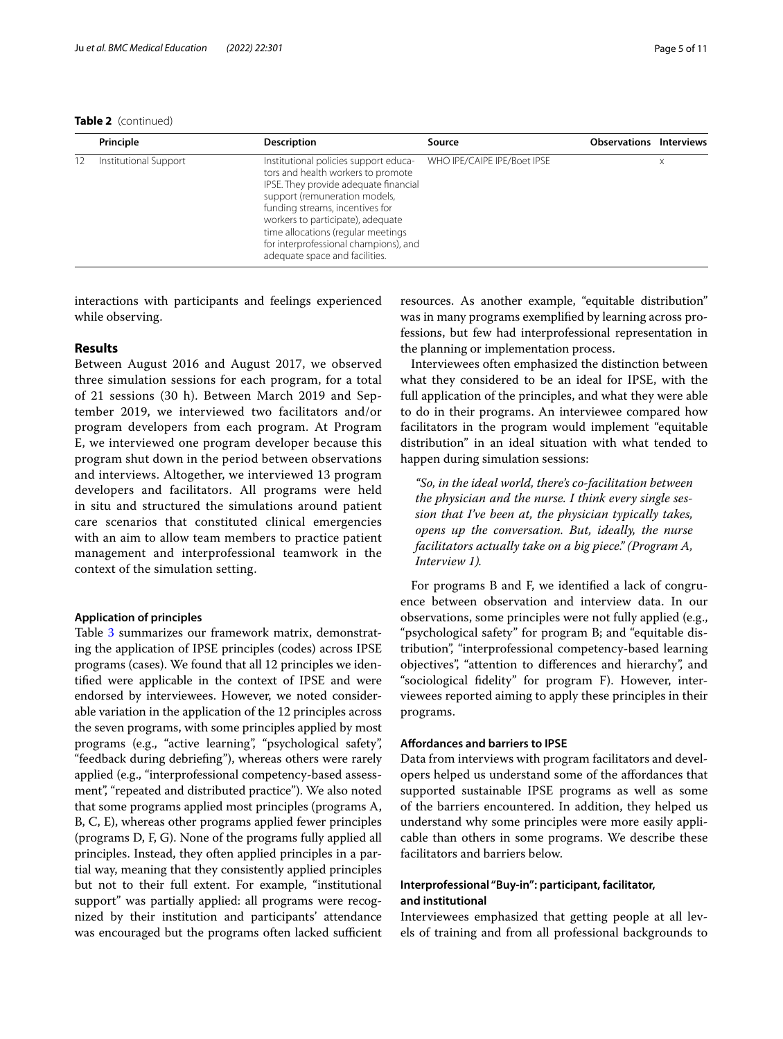**Table 2** (continued)

| | Principle | Description | Source | Observations | Interviews |
|---|---|---|---|---|---|
| 12 | Institutional Support | Institutional policies support educators and health workers to promote IPSE. They provide adequate financial support (remuneration models, funding streams, incentives for workers to participate), adequate time allocations (regular meetings for interprofessional champions), and adequate space and facilities. | WHO IPE/CAIPE IPE/Boet IPSE | | x |

interactions with participants and feelings experienced while observing.

## Results

Between August 2016 and August 2017, we observed three simulation sessions for each program, for a total of 21 sessions (30 h). Between March 2019 and September 2019, we interviewed two facilitators and/or program developers from each program. At Program E, we interviewed one program developer because this program shut down in the period between observations and interviews. Altogether, we interviewed 13 program developers and facilitators. All programs were held in situ and structured the simulations around patient care scenarios that constituted clinical emergencies with an aim to allow team members to practice patient management and interprofessional teamwork in the context of the simulation setting.

### Application of principles

Table 3 summarizes our framework matrix, demonstrating the application of IPSE principles (codes) across IPSE programs (cases). We found that all 12 principles we identified were applicable in the context of IPSE and were endorsed by interviewees. However, we noted considerable variation in the application of the 12 principles across the seven programs, with some principles applied by most programs (e.g., "active learning", "psychological safety", "feedback during debriefing"), whereas others were rarely applied (e.g., "interprofessional competency-based assessment", "repeated and distributed practice"). We also noted that some programs applied most principles (programs A, B, C, E), whereas other programs applied fewer principles (programs D, F, G). None of the programs fully applied all principles. Instead, they often applied principles in a partial way, meaning that they consistently applied principles but not to their full extent. For example, "institutional support" was partially applied: all programs were recognized by their institution and participants' attendance was encouraged but the programs often lacked sufficient resources. As another example, "equitable distribution" was in many programs exemplified by learning across professions, but few had interprofessional representation in the planning or implementation process.

Interviewees often emphasized the distinction between what they considered to be an ideal for IPSE, with the full application of the principles, and what they were able to do in their programs. An interviewee compared how facilitators in the program would implement "equitable distribution" in an ideal situation with what tended to happen during simulation sessions:

> *"So, in the ideal world, there's co-facilitation between the physician and the nurse. I think every single session that I've been at, the physician typically takes, opens up the conversation. But, ideally, the nurse facilitators actually take on a big piece." (Program A, Interview 1).*

For programs B and F, we identified a lack of congruence between observation and interview data. In our observations, some principles were not fully applied (e.g., "psychological safety" for program B; and "equitable distribution", "interprofessional competency-based learning objectives", "attention to differences and hierarchy", and "sociological fidelity" for program F). However, interviewees reported aiming to apply these principles in their programs.

### Affordances and barriers to IPSE

Data from interviews with program facilitators and developers helped us understand some of the affordances that supported sustainable IPSE programs as well as some of the barriers encountered. In addition, they helped us understand why some principles were more easily applicable than others in some programs. We describe these facilitators and barriers below.

### Interprofessional "Buy-in": participant, facilitator, and institutional

Interviewees emphasized that getting people at all levels of training and from all professional backgrounds to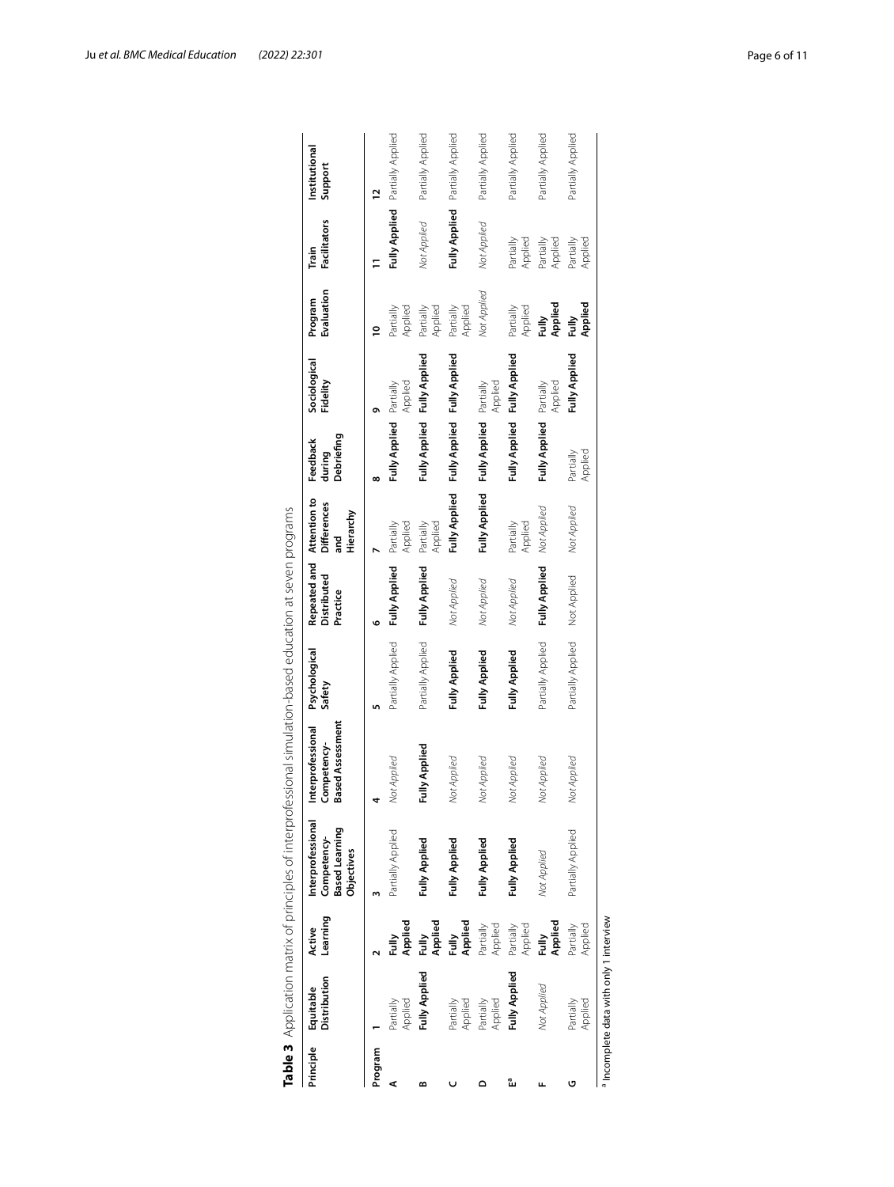**Table 3** Application matrix of principles of interprofessional simulation-based education at seven programs

| Principle | Equitable Distribution | Active Learning | Interprofessional Competency-Based Learning Objectives | Interprofessional Competency-Based Assessment | Psychological Safety | Repeated and Distributed Practice | Attention to Differences and Hierarchy | Feedback during Debriefing | Sociological Fidelity | Program Evaluation | Train Facilitators | Institutional Support |
|---|---|---|---|---|---|---|---|---|---|---|---|---|
| **Program** | 1 | 2 | 3 | 4 | 5 | 6 | 7 | 8 | 9 | 10 | 11 | 12 |
| A | Partially Applied | **Fully Applied** | Partially Applied | *Not Applied* | Partially Applied | **Fully Applied** | Partially Applied | **Fully Applied** | Partially Applied | Partially Applied | **Fully Applied** | Partially Applied |
| B | **Fully Applied** | **Fully Applied** | **Fully Applied** | **Fully Applied** | Partially Applied | **Fully Applied** | Partially Applied | **Fully Applied** | **Fully Applied** | Partially Applied | *Not Applied* | Partially Applied |
| C | Partially Applied | **Fully Applied** | **Fully Applied** | *Not Applied* | **Fully Applied** | *Not Applied* | **Fully Applied** | **Fully Applied** | **Fully Applied** | Partially Applied | **Fully Applied** | Partially Applied |
| D | Partially Applied | Partially Applied | **Fully Applied** | *Not Applied* | **Fully Applied** | *Not Applied* | **Fully Applied** | **Fully Applied** | Partially Applied | *Not Applied* | *Not Applied* | Partially Applied |
| E[a] | **Fully Applied** | Partially Applied | **Fully Applied** | *Not Applied* | **Fully Applied** | *Not Applied* | Partially Applied | **Fully Applied** | **Fully Applied** | Partially Applied | Partially Applied | Partially Applied |
| F | *Not Applied* | **Fully Applied** | *Not Applied* | *Not Applied* | Partially Applied | **Fully Applied** | *Not Applied* | **Fully Applied** | Partially Applied | **Fully Applied** | Partially Applied | Partially Applied |
| G | Partially Applied | Partially Applied | Partially Applied | *Not Applied* | Partially Applied | Not Applied | *Not Applied* | Partially Applied | **Fully Applied** | **Fully Applied** | Partially Applied | Partially Applied |

[a] Incomplete data with only 1 interview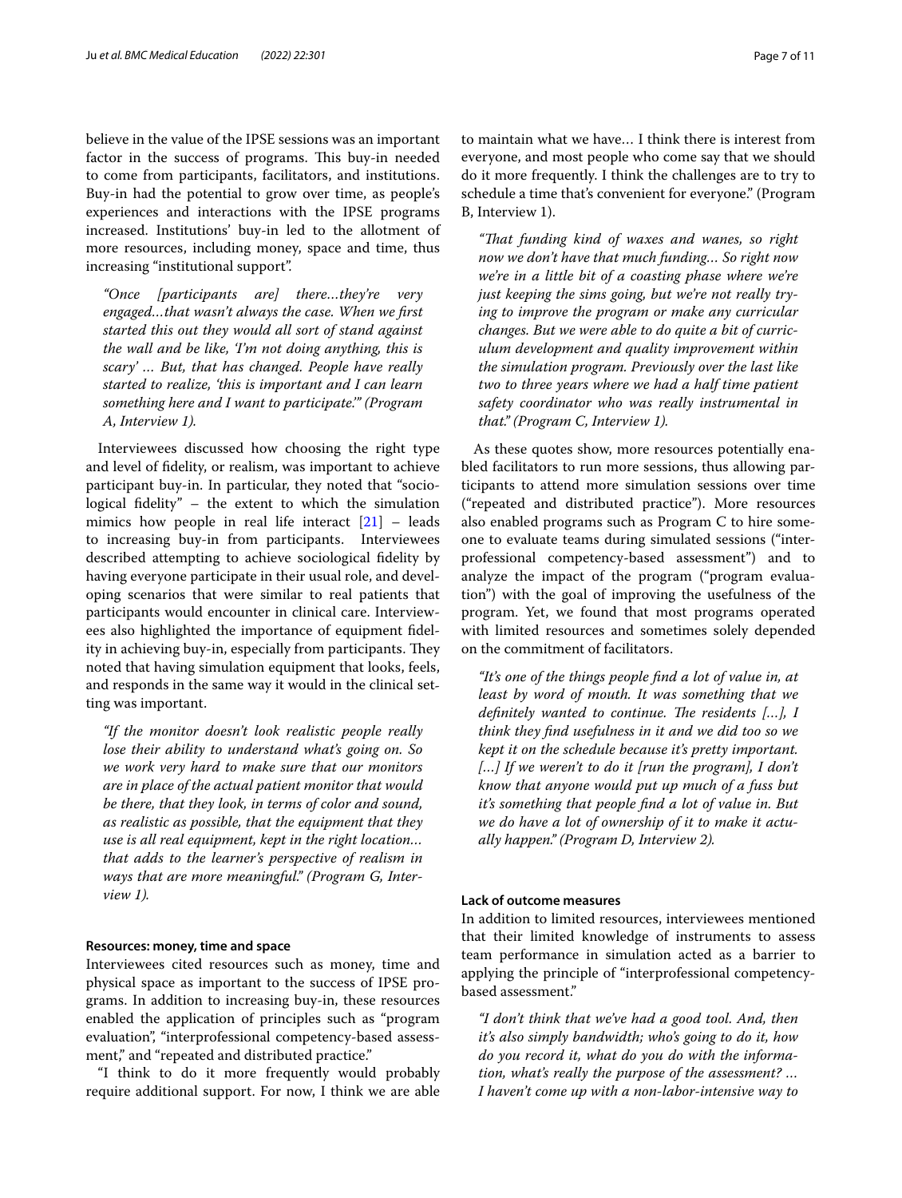believe in the value of the IPSE sessions was an important factor in the success of programs. This buy-in needed to come from participants, facilitators, and institutions. Buy-in had the potential to grow over time, as people's experiences and interactions with the IPSE programs increased. Institutions' buy-in led to the allotment of more resources, including money, space and time, thus increasing "institutional support".

> *"Once [participants are] there…they're very engaged…that wasn't always the case. When we first started this out they would all sort of stand against the wall and be like, 'I'm not doing anything, this is scary' … But, that has changed. People have really started to realize, 'this is important and I can learn something here and I want to participate.'" (Program A, Interview 1).*

Interviewees discussed how choosing the right type and level of fidelity, or realism, was important to achieve participant buy-in. In particular, they noted that "sociological fidelity" – the extent to which the simulation mimics how people in real life interact [21] – leads to increasing buy-in from participants. Interviewees described attempting to achieve sociological fidelity by having everyone participate in their usual role, and developing scenarios that were similar to real patients that participants would encounter in clinical care. Interviewees also highlighted the importance of equipment fidelity in achieving buy-in, especially from participants. They noted that having simulation equipment that looks, feels, and responds in the same way it would in the clinical setting was important.

> *"If the monitor doesn't look realistic people really lose their ability to understand what's going on. So we work very hard to make sure that our monitors are in place of the actual patient monitor that would be there, that they look, in terms of color and sound, as realistic as possible, that the equipment that they use is all real equipment, kept in the right location… that adds to the learner's perspective of realism in ways that are more meaningful." (Program G, Interview 1).*

#### Resources: money, time and space

Interviewees cited resources such as money, time and physical space as important to the success of IPSE programs. In addition to increasing buy-in, these resources enabled the application of principles such as "program evaluation", "interprofessional competency-based assessment," and "repeated and distributed practice."

"I think to do it more frequently would probably require additional support. For now, I think we are able to maintain what we have… I think there is interest from everyone, and most people who come say that we should do it more frequently. I think the challenges are to try to schedule a time that's convenient for everyone." (Program B, Interview 1).

> *"That funding kind of waxes and wanes, so right now we don't have that much funding… So right now we're in a little bit of a coasting phase where we're just keeping the sims going, but we're not really trying to improve the program or make any curricular changes. But we were able to do quite a bit of curriculum development and quality improvement within the simulation program. Previously over the last like two to three years where we had a half time patient safety coordinator who was really instrumental in that." (Program C, Interview 1).*

As these quotes show, more resources potentially enabled facilitators to run more sessions, thus allowing participants to attend more simulation sessions over time ("repeated and distributed practice"). More resources also enabled programs such as Program C to hire someone to evaluate teams during simulated sessions ("interprofessional competency-based assessment") and to analyze the impact of the program ("program evaluation") with the goal of improving the usefulness of the program. Yet, we found that most programs operated with limited resources and sometimes solely depended on the commitment of facilitators.

> *"It's one of the things people find a lot of value in, at least by word of mouth. It was something that we definitely wanted to continue. The residents […], I think they find usefulness in it and we did too so we kept it on the schedule because it's pretty important. […] If we weren't to do it [run the program], I don't know that anyone would put up much of a fuss but it's something that people find a lot of value in. But we do have a lot of ownership of it to make it actually happen." (Program D, Interview 2).*

#### Lack of outcome measures

In addition to limited resources, interviewees mentioned that their limited knowledge of instruments to assess team performance in simulation acted as a barrier to applying the principle of "interprofessional competency-based assessment."

> *"I don't think that we've had a good tool. And, then it's also simply bandwidth; who's going to do it, how do you record it, what do you do with the information, what's really the purpose of the assessment? … I haven't come up with a non-labor-intensive way to*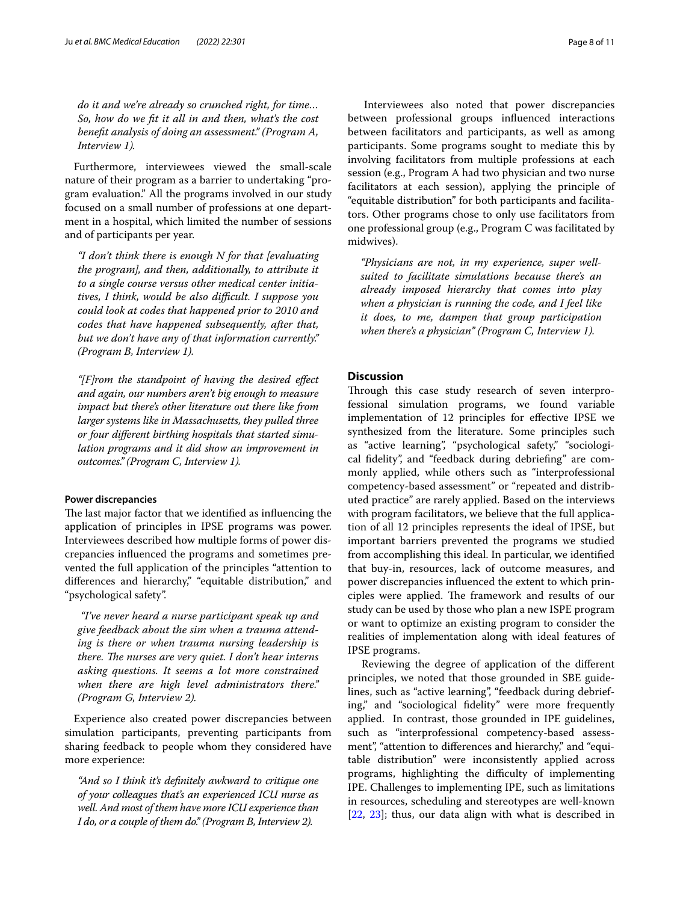*do it and we're already so crunched right, for time… So, how do we fit it all in and then, what's the cost benefit analysis of doing an assessment." (Program A, Interview 1).*

Furthermore, interviewees viewed the small-scale nature of their program as a barrier to undertaking "program evaluation." All the programs involved in our study focused on a small number of professions at one department in a hospital, which limited the number of sessions and of participants per year.

> *"I don't think there is enough N for that [evaluating the program], and then, additionally, to attribute it to a single course versus other medical center initiatives, I think, would be also difficult. I suppose you could look at codes that happened prior to 2010 and codes that have happened subsequently, after that, but we don't have any of that information currently." (Program B, Interview 1).*

> *"[F]rom the standpoint of having the desired effect and again, our numbers aren't big enough to measure impact but there's other literature out there like from larger systems like in Massachusetts, they pulled three or four different birthing hospitals that started simulation programs and it did show an improvement in outcomes." (Program C, Interview 1).*

#### Power discrepancies

The last major factor that we identified as influencing the application of principles in IPSE programs was power. Interviewees described how multiple forms of power discrepancies influenced the programs and sometimes prevented the full application of the principles "attention to differences and hierarchy," "equitable distribution," and "psychological safety".

> *"I've never heard a nurse participant speak up and give feedback about the sim when a trauma attending is there or when trauma nursing leadership is there. The nurses are very quiet. I don't hear interns asking questions. It seems a lot more constrained when there are high level administrators there." (Program G, Interview 2).*

Experience also created power discrepancies between simulation participants, preventing participants from sharing feedback to people whom they considered have more experience:

> *"And so I think it's definitely awkward to critique one of your colleagues that's an experienced ICU nurse as well. And most of them have more ICU experience than I do, or a couple of them do." (Program B, Interview 2).*

Interviewees also noted that power discrepancies between professional groups influenced interactions between facilitators and participants, as well as among participants. Some programs sought to mediate this by involving facilitators from multiple professions at each session (e.g., Program A had two physician and two nurse facilitators at each session), applying the principle of "equitable distribution" for both participants and facilitators. Other programs chose to only use facilitators from one professional group (e.g., Program C was facilitated by midwives).

> *"Physicians are not, in my experience, super well-suited to facilitate simulations because there's an already imposed hierarchy that comes into play when a physician is running the code, and I feel like it does, to me, dampen that group participation when there's a physician" (Program C, Interview 1).*

## Discussion

Through this case study research of seven interprofessional simulation programs, we found variable implementation of 12 principles for effective IPSE we synthesized from the literature. Some principles such as "active learning", "psychological safety," "sociological fidelity", and "feedback during debriefing" are commonly applied, while others such as "interprofessional competency-based assessment" or "repeated and distributed practice" are rarely applied. Based on the interviews with program facilitators, we believe that the full application of all 12 principles represents the ideal of IPSE, but important barriers prevented the programs we studied from accomplishing this ideal. In particular, we identified that buy-in, resources, lack of outcome measures, and power discrepancies influenced the extent to which principles were applied. The framework and results of our study can be used by those who plan a new ISPE program or want to optimize an existing program to consider the realities of implementation along with ideal features of IPSE programs.

Reviewing the degree of application of the different principles, we noted that those grounded in SBE guidelines, such as "active learning", "feedback during debriefing," and "sociological fidelity" were more frequently applied. In contrast, those grounded in IPE guidelines, such as "interprofessional competency-based assessment", "attention to differences and hierarchy," and "equitable distribution" were inconsistently applied across programs, highlighting the difficulty of implementing IPE. Challenges to implementing IPE, such as limitations in resources, scheduling and stereotypes are well-known [22, 23]; thus, our data align with what is described in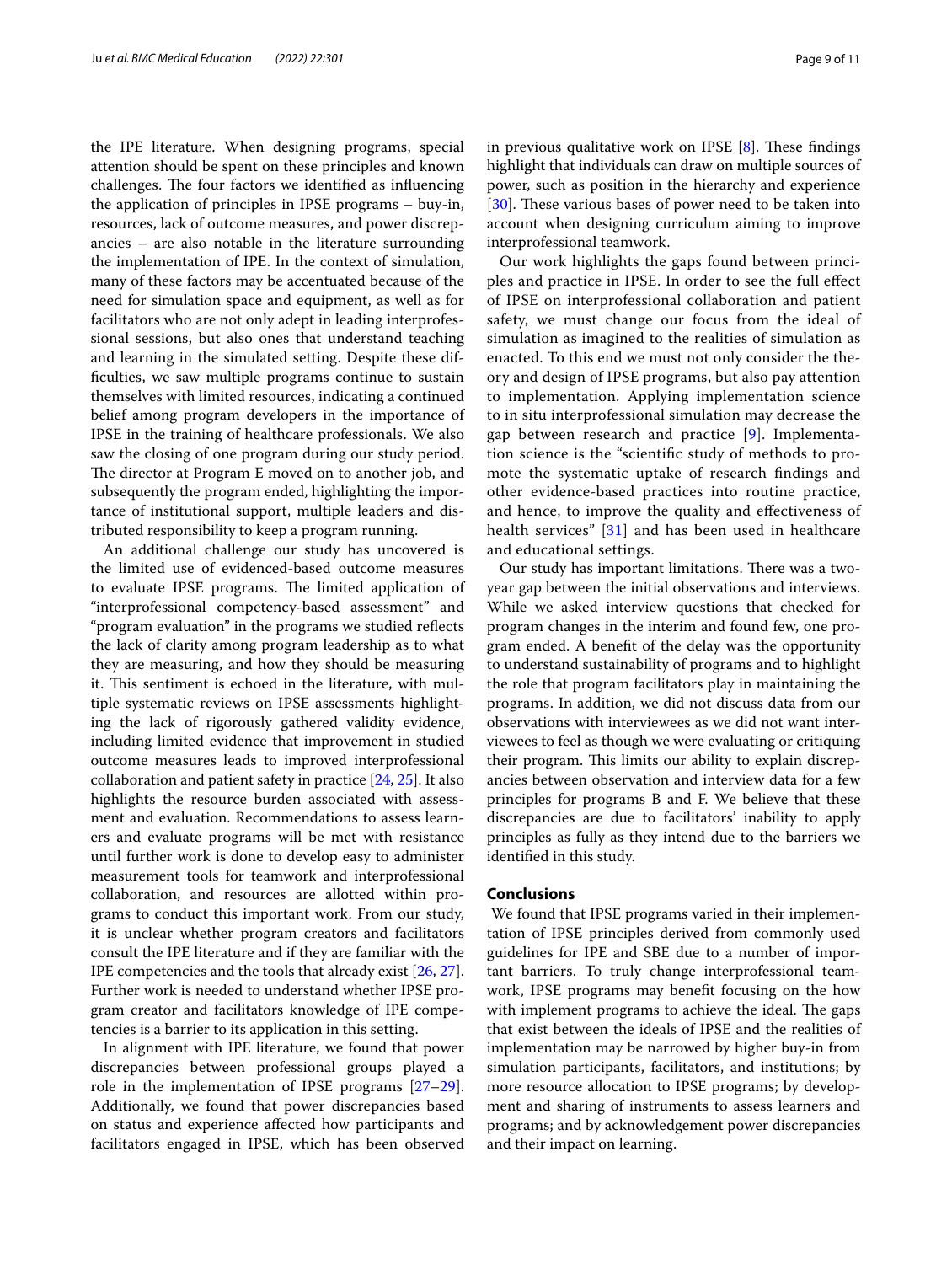the IPE literature. When designing programs, special attention should be spent on these principles and known challenges. The four factors we identified as influencing the application of principles in IPSE programs – buy-in, resources, lack of outcome measures, and power discrepancies – are also notable in the literature surrounding the implementation of IPE. In the context of simulation, many of these factors may be accentuated because of the need for simulation space and equipment, as well as for facilitators who are not only adept in leading interprofessional sessions, but also ones that understand teaching and learning in the simulated setting. Despite these difficulties, we saw multiple programs continue to sustain themselves with limited resources, indicating a continued belief among program developers in the importance of IPSE in the training of healthcare professionals. We also saw the closing of one program during our study period. The director at Program E moved on to another job, and subsequently the program ended, highlighting the importance of institutional support, multiple leaders and distributed responsibility to keep a program running.

An additional challenge our study has uncovered is the limited use of evidenced-based outcome measures to evaluate IPSE programs. The limited application of "interprofessional competency-based assessment" and "program evaluation" in the programs we studied reflects the lack of clarity among program leadership as to what they are measuring, and how they should be measuring it. This sentiment is echoed in the literature, with multiple systematic reviews on IPSE assessments highlighting the lack of rigorously gathered validity evidence, including limited evidence that improvement in studied outcome measures leads to improved interprofessional collaboration and patient safety in practice [24, 25]. It also highlights the resource burden associated with assessment and evaluation. Recommendations to assess learners and evaluate programs will be met with resistance until further work is done to develop easy to administer measurement tools for teamwork and interprofessional collaboration, and resources are allotted within programs to conduct this important work. From our study, it is unclear whether program creators and facilitators consult the IPE literature and if they are familiar with the IPE competencies and the tools that already exist [26, 27]. Further work is needed to understand whether IPSE program creator and facilitators knowledge of IPE competencies is a barrier to its application in this setting.

In alignment with IPE literature, we found that power discrepancies between professional groups played a role in the implementation of IPSE programs [27–29]. Additionally, we found that power discrepancies based on status and experience affected how participants and facilitators engaged in IPSE, which has been observed in previous qualitative work on IPSE [8]. These findings highlight that individuals can draw on multiple sources of power, such as position in the hierarchy and experience [30]. These various bases of power need to be taken into account when designing curriculum aiming to improve interprofessional teamwork.

Our work highlights the gaps found between principles and practice in IPSE. In order to see the full effect of IPSE on interprofessional collaboration and patient safety, we must change our focus from the ideal of simulation as imagined to the realities of simulation as enacted. To this end we must not only consider the theory and design of IPSE programs, but also pay attention to implementation. Applying implementation science to in situ interprofessional simulation may decrease the gap between research and practice [9]. Implementation science is the "scientific study of methods to promote the systematic uptake of research findings and other evidence-based practices into routine practice, and hence, to improve the quality and effectiveness of health services" [31] and has been used in healthcare and educational settings.

Our study has important limitations. There was a two-year gap between the initial observations and interviews. While we asked interview questions that checked for program changes in the interim and found few, one program ended. A benefit of the delay was the opportunity to understand sustainability of programs and to highlight the role that program facilitators play in maintaining the programs. In addition, we did not discuss data from our observations with interviewees as we did not want interviewees to feel as though we were evaluating or critiquing their program. This limits our ability to explain discrepancies between observation and interview data for a few principles for programs B and F. We believe that these discrepancies are due to facilitators' inability to apply principles as fully as they intend due to the barriers we identified in this study.

## Conclusions

We found that IPSE programs varied in their implementation of IPSE principles derived from commonly used guidelines for IPE and SBE due to a number of important barriers. To truly change interprofessional teamwork, IPSE programs may benefit focusing on the how with implement programs to achieve the ideal. The gaps that exist between the ideals of IPSE and the realities of implementation may be narrowed by higher buy-in from simulation participants, facilitators, and institutions; by more resource allocation to IPSE programs; by development and sharing of instruments to assess learners and programs; and by acknowledgement power discrepancies and their impact on learning.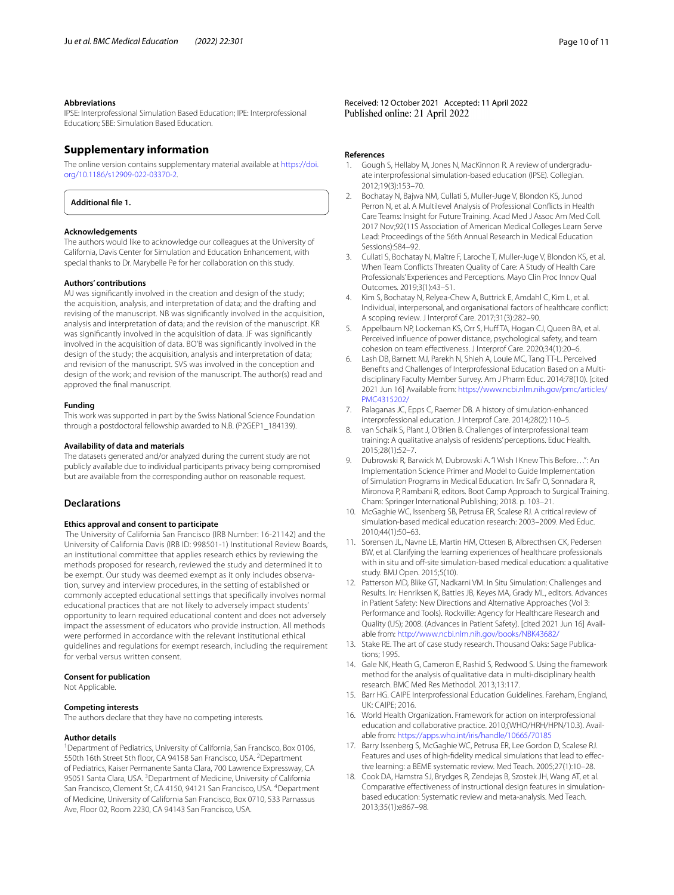#### Abbreviations

IPSE: Interprofessional Simulation Based Education; IPE: Interprofessional Education; SBE: Simulation Based Education.

## Supplementary information

The online version contains supplementary material available at https://doi.org/10.1186/s12909-022-03370-2.

**Additional file 1.**

#### Acknowledgements

The authors would like to acknowledge our colleagues at the University of California, Davis Center for Simulation and Education Enhancement, with special thanks to Dr. Marybelle Pe for her collaboration on this study.

#### Authors' contributions

MJ was significantly involved in the creation and design of the study; the acquisition, analysis, and interpretation of data; and the drafting and revising of the manuscript. NB was significantly involved in the acquisition, analysis and interpretation of data; and the revision of the manuscript. KR was significantly involved in the acquisition of data. JF was significantly involved in the acquisition of data. BO'B was significantly involved in the design of the study; the acquisition, analysis and interpretation of data; and revision of the manuscript. SVS was involved in the conception and design of the work; and revision of the manuscript. The author(s) read and approved the final manuscript.

#### Funding

This work was supported in part by the Swiss National Science Foundation through a postdoctoral fellowship awarded to N.B. (P2GEP1_184139).

#### Availability of data and materials

The datasets generated and/or analyzed during the current study are not publicly available due to individual participants privacy being compromised but are available from the corresponding author on reasonable request.

## Declarations

#### Ethics approval and consent to participate

The University of California San Francisco (IRB Number: 16-21142) and the University of California Davis (IRB ID: 998501-1) Institutional Review Boards, an institutional committee that applies research ethics by reviewing the methods proposed for research, reviewed the study and determined it to be exempt. Our study was deemed exempt as it only includes observation, survey and interview procedures, in the setting of established or commonly accepted educational settings that specifically involves normal educational practices that are not likely to adversely impact students' opportunity to learn required educational content and does not adversely impact the assessment of educators who provide instruction. All methods were performed in accordance with the relevant institutional ethical guidelines and regulations for exempt research, including the requirement for verbal versus written consent.

#### Consent for publication

Not Applicable.

#### Competing interests

The authors declare that they have no competing interests.

#### Author details

[1]Department of Pediatrics, University of California, San Francisco, Box 0106, 550th 16th Street 5th floor, CA 94158 San Francisco, USA. [2]Department of Pediatrics, Kaiser Permanente Santa Clara, 700 Lawrence Expressway, CA 95051 Santa Clara, USA. [3]Department of Medicine, University of California San Francisco, Clement St, CA 4150, 94121 San Francisco, USA. [4]Department of Medicine, University of California San Francisco, Box 0710, 533 Parnassus Ave, Floor 02, Room 2230, CA 94143 San Francisco, USA.

Received: 12 October 2021 Accepted: 11 April 2022
Published online: 21 April 2022

#### References

1. Gough S, Hellaby M, Jones N, MacKinnon R. A review of undergraduate interprofessional simulation-based education (IPSE). Collegian. 2012;19(3):153–70.
2. Bochatay N, Bajwa NM, Cullati S, Muller-Juge V, Blondon KS, Junod Perron N, et al. A Multilevel Analysis of Professional Conflicts in Health Care Teams: Insight for Future Training. Acad Med J Assoc Am Med Coll. 2017 Nov;92(11S Association of American Medical Colleges Learn Serve Lead: Proceedings of the 56th Annual Research in Medical Education Sessions):S84–92.
3. Cullati S, Bochatay N, Maître F, Laroche T, Muller-Juge V, Blondon KS, et al. When Team Conflicts Threaten Quality of Care: A Study of Health Care Professionals' Experiences and Perceptions. Mayo Clin Proc Innov Qual Outcomes. 2019;3(1):43–51.
4. Kim S, Bochatay N, Relyea-Chew A, Buttrick E, Amdahl C, Kim L, et al. Individual, interpersonal, and organisational factors of healthcare conflict: A scoping review. J Interprof Care. 2017;31(3):282–90.
5. Appelbaum NP, Lockeman KS, Orr S, Huff TA, Hogan CJ, Queen BA, et al. Perceived influence of power distance, psychological safety, and team cohesion on team effectiveness. J Interprof Care. 2020;34(1):20–6.
6. Lash DB, Barnett MJ, Parekh N, Shieh A, Louie MC, Tang TT-L. Perceived Benefits and Challenges of Interprofessional Education Based on a Multidisciplinary Faculty Member Survey. Am J Pharm Educ. 2014;78(10). [cited 2021 Jun 16] Available from: https://www.ncbi.nlm.nih.gov/pmc/articles/PMC4315202/
7. Palaganas JC, Epps C, Raemer DB. A history of simulation-enhanced interprofessional education. J Interprof Care. 2014;28(2):110–5.
8. van Schaik S, Plant J, O'Brien B. Challenges of interprofessional team training: A qualitative analysis of residents' perceptions. Educ Health. 2015;28(1):52–7.
9. Dubrowski R, Barwick M, Dubrowski A. "I Wish I Knew This Before…": An Implementation Science Primer and Model to Guide Implementation of Simulation Programs in Medical Education. In: Safir O, Sonnadara R, Mironova P, Rambani R, editors. Boot Camp Approach to Surgical Training. Cham: Springer International Publishing; 2018. p. 103–21.
10. McGaghie WC, Issenberg SB, Petrusa ER, Scalese RJ. A critical review of simulation-based medical education research: 2003–2009. Med Educ. 2010;44(1):50–63.
11. Sorensen JL, Navne LE, Martin HM, Ottesen B, Albrecthsen CK, Pedersen BW, et al. Clarifying the learning experiences of healthcare professionals with in situ and off-site simulation-based medical education: a qualitative study. BMJ Open. 2015;5(10).
12. Patterson MD, Blike GT, Nadkarni VM. In Situ Simulation: Challenges and Results. In: Henriksen K, Battles JB, Keyes MA, Grady ML, editors. Advances in Patient Safety: New Directions and Alternative Approaches (Vol 3: Performance and Tools). Rockville: Agency for Healthcare Research and Quality (US); 2008. (Advances in Patient Safety). [cited 2021 Jun 16] Available from: http://www.ncbi.nlm.nih.gov/books/NBK43682/
13. Stake RE. The art of case study research. Thousand Oaks: Sage Publications; 1995.
14. Gale NK, Heath G, Cameron E, Rashid S, Redwood S. Using the framework method for the analysis of qualitative data in multi-disciplinary health research. BMC Med Res Methodol. 2013;13:117.
15. Barr HG. CAIPE Interprofessional Education Guidelines. Fareham, England, UK: CAIPE; 2016.
16. World Health Organization. Framework for action on interprofessional education and collaborative practice. 2010;(WHO/HRH/HPN/10.3). Available from: https://apps.who.int/iris/handle/10665/70185
17. Barry Issenberg S, McGaghie WC, Petrusa ER, Lee Gordon D, Scalese RJ. Features and uses of high-fidelity medical simulations that lead to effective learning: a BEME systematic review. Med Teach. 2005;27(1):10–28.
18. Cook DA, Hamstra SJ, Brydges R, Zendejas B, Szostek JH, Wang AT, et al. Comparative effectiveness of instructional design features in simulation-based education: Systematic review and meta-analysis. Med Teach. 2013;35(1):e867–98.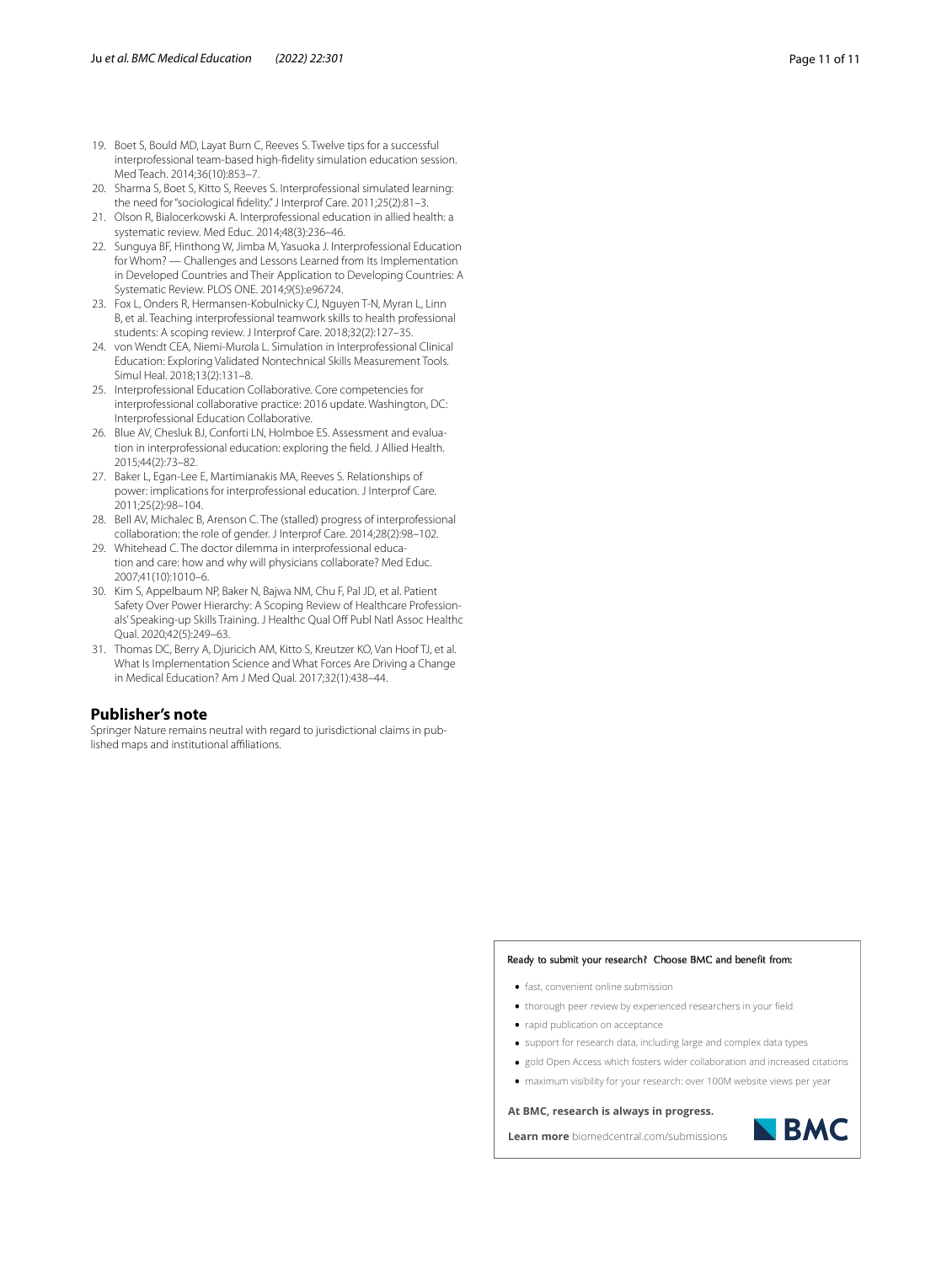19. Boet S, Bould MD, Layat Burn C, Reeves S. Twelve tips for a successful interprofessional team-based high-fidelity simulation education session. Med Teach. 2014;36(10):853–7.
20. Sharma S, Boet S, Kitto S, Reeves S. Interprofessional simulated learning: the need for "sociological fidelity." J Interprof Care. 2011;25(2):81–3.
21. Olson R, Bialocerkowski A. Interprofessional education in allied health: a systematic review. Med Educ. 2014;48(3):236–46.
22. Sunguya BF, Hinthong W, Jimba M, Yasuoka J. Interprofessional Education for Whom? — Challenges and Lessons Learned from Its Implementation in Developed Countries and Their Application to Developing Countries: A Systematic Review. PLOS ONE. 2014;9(5):e96724.
23. Fox L, Onders R, Hermansen-Kobulnicky CJ, Nguyen T-N, Myran L, Linn B, et al. Teaching interprofessional teamwork skills to health professional students: A scoping review. J Interprof Care. 2018;32(2):127–35.
24. von Wendt CEA, Niemi-Murola L. Simulation in Interprofessional Clinical Education: Exploring Validated Nontechnical Skills Measurement Tools. Simul Heal. 2018;13(2):131–8.
25. Interprofessional Education Collaborative. Core competencies for interprofessional collaborative practice: 2016 update. Washington, DC: Interprofessional Education Collaborative.
26. Blue AV, Chesluk BJ, Conforti LN, Holmboe ES. Assessment and evaluation in interprofessional education: exploring the field. J Allied Health. 2015;44(2):73–82.
27. Baker L, Egan-Lee E, Martimianakis MA, Reeves S. Relationships of power: implications for interprofessional education. J Interprof Care. 2011;25(2):98–104.
28. Bell AV, Michalec B, Arenson C. The (stalled) progress of interprofessional collaboration: the role of gender. J Interprof Care. 2014;28(2):98–102.
29. Whitehead C. The doctor dilemma in interprofessional education and care: how and why will physicians collaborate? Med Educ. 2007;41(10):1010–6.
30. Kim S, Appelbaum NP, Baker N, Bajwa NM, Chu F, Pal JD, et al. Patient Safety Over Power Hierarchy: A Scoping Review of Healthcare Professionals' Speaking-up Skills Training. J Healthc Qual Off Publ Natl Assoc Healthc Qual. 2020;42(5):249–63.
31. Thomas DC, Berry A, Djuricich AM, Kitto S, Kreutzer KO, Van Hoof TJ, et al. What Is Implementation Science and What Forces Are Driving a Change in Medical Education? Am J Med Qual. 2017;32(1):438–44.

## Publisher's note

Springer Nature remains neutral with regard to jurisdictional claims in published maps and institutional affiliations.

Ready to submit your research? Choose BMC and benefit from:

- fast, convenient online submission
- thorough peer review by experienced researchers in your field
- rapid publication on acceptance
- support for research data, including large and complex data types
- gold Open Access which fosters wider collaboration and increased citations
- maximum visibility for your research: over 100M website views per year

**At BMC, research is always in progress.**

**Learn more** biomedcentral.com/submissions

BMC